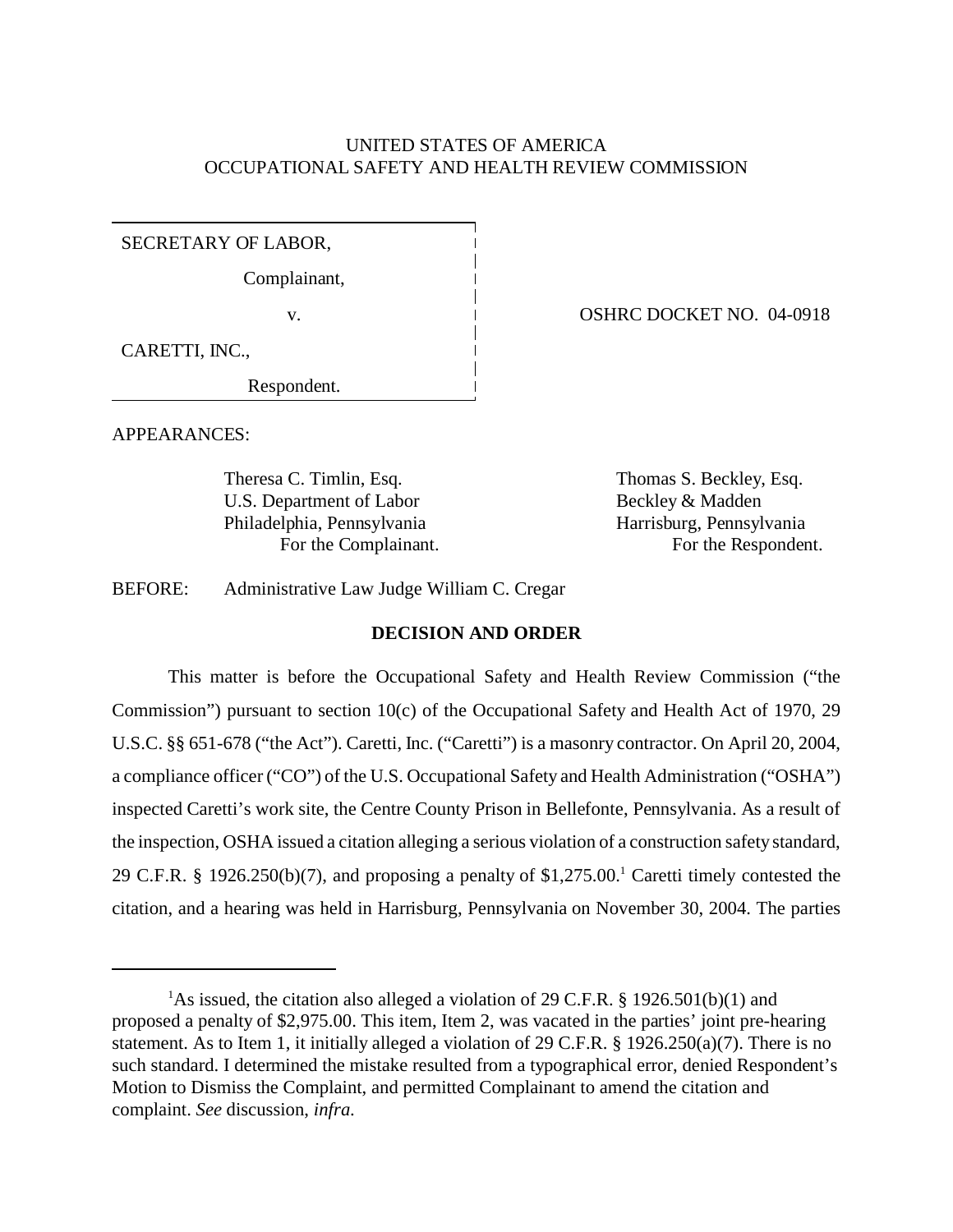UNITED STATES OF AMERICA
OCCUPATIONAL SAFETY AND HEALTH REVIEW COMMISSION

SECRETARY OF LABOR,

Complainant,

v.

CARETTI, INC.,

Respondent.

OSHRC DOCKET NO. 04-0918

APPEARANCES:

Theresa C. Timlin, Esq.
U.S. Department of Labor
Philadelphia, Pennsylvania
For the Complainant.

Thomas S. Beckley, Esq.
Beckley & Madden
Harrisburg, Pennsylvania
For the Respondent.

BEFORE: Administrative Law Judge William C. Cregar

**DECISION AND ORDER**

This matter is before the Occupational Safety and Health Review Commission ("the Commission") pursuant to section 10(c) of the Occupational Safety and Health Act of 1970, 29 U.S.C. §§ 651-678 ("the Act"). Caretti, Inc. ("Caretti") is a masonry contractor. On April 20, 2004, a compliance officer ("CO") of the U.S. Occupational Safety and Health Administration ("OSHA") inspected Caretti's work site, the Centre County Prison in Bellefonte, Pennsylvania. As a result of the inspection, OSHA issued a citation alleging a serious violation of a construction safety standard, 29 C.F.R. § 1926.250(b)(7), and proposing a penalty of $1,275.00.[1] Caretti timely contested the citation, and a hearing was held in Harrisburg, Pennsylvania on November 30, 2004. The parties

---

[1]As issued, the citation also alleged a violation of 29 C.F.R. § 1926.501(b)(1) and proposed a penalty of $2,975.00. This item, Item 2, was vacated in the parties' joint pre-hearing statement. As to Item 1, it initially alleged a violation of 29 C.F.R. § 1926.250(a)(7). There is no such standard. I determined the mistake resulted from a typographical error, denied Respondent's Motion to Dismiss the Complaint, and permitted Complainant to amend the citation and complaint. *See* discussion, *infra*.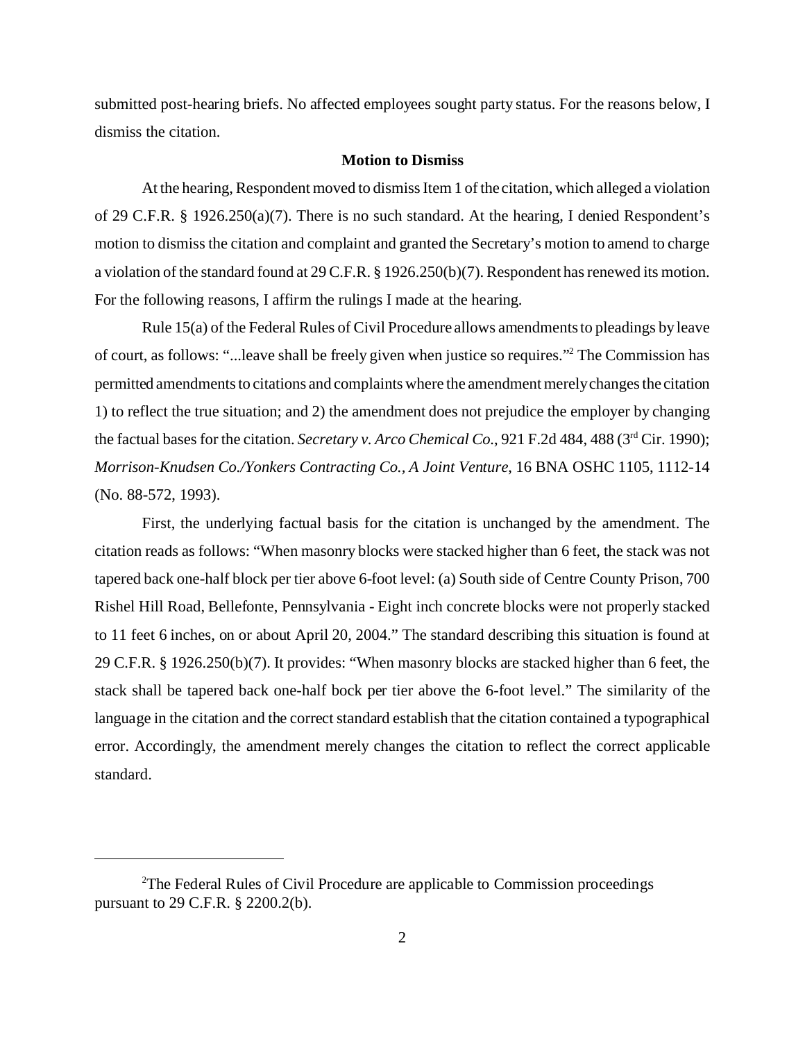submitted post-hearing briefs. No affected employees sought party status. For the reasons below, I dismiss the citation.

**Motion to Dismiss**

At the hearing, Respondent moved to dismiss Item 1 of the citation, which alleged a violation of 29 C.F.R. § 1926.250(a)(7). There is no such standard. At the hearing, I denied Respondent's motion to dismiss the citation and complaint and granted the Secretary's motion to amend to charge a violation of the standard found at 29 C.F.R. § 1926.250(b)(7). Respondent has renewed its motion. For the following reasons, I affirm the rulings I made at the hearing.

Rule 15(a) of the Federal Rules of Civil Procedure allows amendments to pleadings by leave of court, as follows: "...leave shall be freely given when justice so requires."[2] The Commission has permitted amendments to citations and complaints where the amendment merely changes the citation 1) to reflect the true situation; and 2) the amendment does not prejudice the employer by changing the factual bases for the citation. *Secretary v. Arco Chemical Co.*, 921 F.2d 484, 488 (3rd Cir. 1990); *Morrison-Knudsen Co./Yonkers Contracting Co., A Joint Venture*, 16 BNA OSHC 1105, 1112-14 (No. 88-572, 1993).

First, the underlying factual basis for the citation is unchanged by the amendment. The citation reads as follows: "When masonry blocks were stacked higher than 6 feet, the stack was not tapered back one-half block per tier above 6-foot level: (a) South side of Centre County Prison, 700 Rishel Hill Road, Bellefonte, Pennsylvania - Eight inch concrete blocks were not properly stacked to 11 feet 6 inches, on or about April 20, 2004." The standard describing this situation is found at 29 C.F.R. § 1926.250(b)(7). It provides: "When masonry blocks are stacked higher than 6 feet, the stack shall be tapered back one-half bock per tier above the 6-foot level." The similarity of the language in the citation and the correct standard establish that the citation contained a typographical error. Accordingly, the amendment merely changes the citation to reflect the correct applicable standard.

---

[2]The Federal Rules of Civil Procedure are applicable to Commission proceedings pursuant to 29 C.F.R. § 2200.2(b).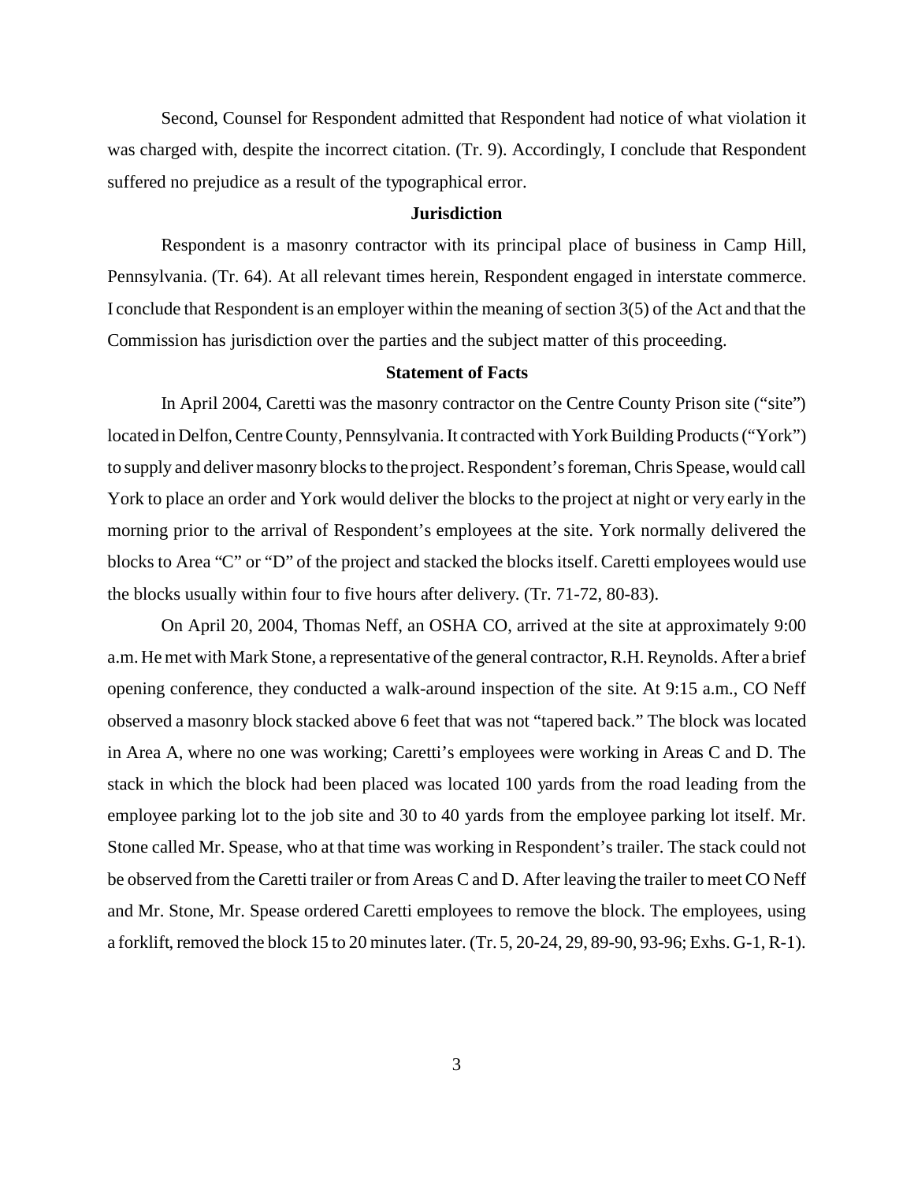Second, Counsel for Respondent admitted that Respondent had notice of what violation it was charged with, despite the incorrect citation. (Tr. 9). Accordingly, I conclude that Respondent suffered no prejudice as a result of the typographical error.

## Jurisdiction

Respondent is a masonry contractor with its principal place of business in Camp Hill, Pennsylvania. (Tr. 64). At all relevant times herein, Respondent engaged in interstate commerce. I conclude that Respondent is an employer within the meaning of section 3(5) of the Act and that the Commission has jurisdiction over the parties and the subject matter of this proceeding.

## Statement of Facts

In April 2004, Caretti was the masonry contractor on the Centre County Prison site ("site") located in Delfon, Centre County, Pennsylvania. It contracted with York Building Products ("York") to supply and deliver masonry blocks to the project. Respondent's foreman, Chris Spease, would call York to place an order and York would deliver the blocks to the project at night or very early in the morning prior to the arrival of Respondent's employees at the site. York normally delivered the blocks to Area "C" or "D" of the project and stacked the blocks itself. Caretti employees would use the blocks usually within four to five hours after delivery. (Tr. 71-72, 80-83).

On April 20, 2004, Thomas Neff, an OSHA CO, arrived at the site at approximately 9:00 a.m. He met with Mark Stone, a representative of the general contractor, R.H. Reynolds. After a brief opening conference, they conducted a walk-around inspection of the site. At 9:15 a.m., CO Neff observed a masonry block stacked above 6 feet that was not "tapered back." The block was located in Area A, where no one was working; Caretti's employees were working in Areas C and D. The stack in which the block had been placed was located 100 yards from the road leading from the employee parking lot to the job site and 30 to 40 yards from the employee parking lot itself. Mr. Stone called Mr. Spease, who at that time was working in Respondent's trailer. The stack could not be observed from the Caretti trailer or from Areas C and D. After leaving the trailer to meet CO Neff and Mr. Stone, Mr. Spease ordered Caretti employees to remove the block. The employees, using a forklift, removed the block 15 to 20 minutes later. (Tr. 5, 20-24, 29, 89-90, 93-96; Exhs. G-1, R-1).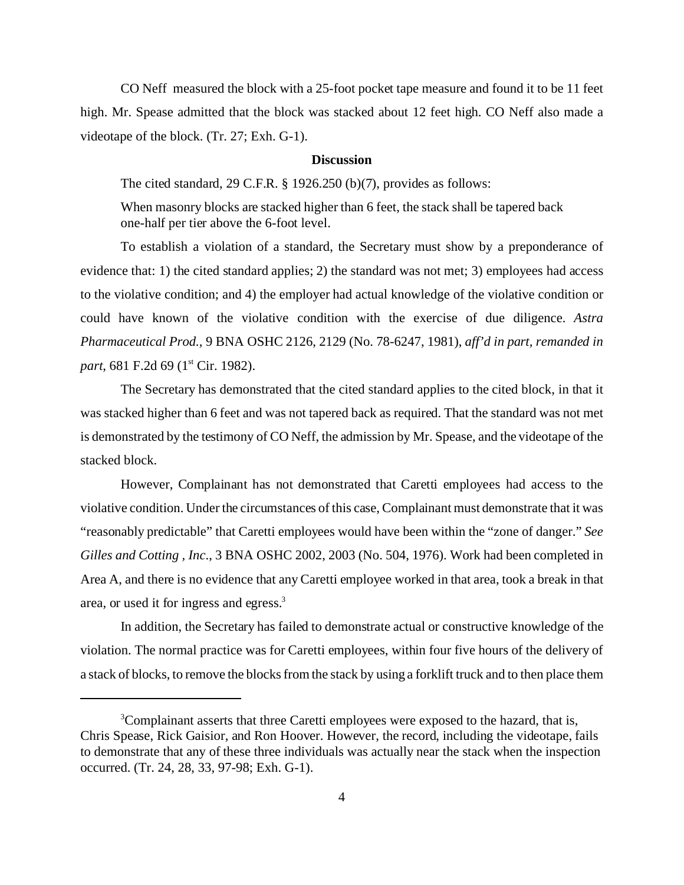CO Neff measured the block with a 25-foot pocket tape measure and found it to be 11 feet high. Mr. Spease admitted that the block was stacked about 12 feet high. CO Neff also made a videotape of the block. (Tr. 27; Exh. G-1).

## Discussion

The cited standard, 29 C.F.R. § 1926.250 (b)(7), provides as follows:

> When masonry blocks are stacked higher than 6 feet, the stack shall be tapered back one-half per tier above the 6-foot level.

To establish a violation of a standard, the Secretary must show by a preponderance of evidence that: 1) the cited standard applies; 2) the standard was not met; 3) employees had access to the violative condition; and 4) the employer had actual knowledge of the violative condition or could have known of the violative condition with the exercise of due diligence. *Astra Pharmaceutical Prod.*, 9 BNA OSHC 2126, 2129 (No. 78-6247, 1981), *aff'd in part, remanded in part*, 681 F.2d 69 (1st Cir. 1982).

The Secretary has demonstrated that the cited standard applies to the cited block, in that it was stacked higher than 6 feet and was not tapered back as required. That the standard was not met is demonstrated by the testimony of CO Neff, the admission by Mr. Spease, and the videotape of the stacked block.

However, Complainant has not demonstrated that Caretti employees had access to the violative condition. Under the circumstances of this case, Complainant must demonstrate that it was "reasonably predictable" that Caretti employees would have been within the "zone of danger." *See Gilles and Cotting , Inc*., 3 BNA OSHC 2002, 2003 (No. 504, 1976). Work had been completed in Area A, and there is no evidence that any Caretti employee worked in that area, took a break in that area, or used it for ingress and egress.[3]

In addition, the Secretary has failed to demonstrate actual or constructive knowledge of the violation. The normal practice was for Caretti employees, within four five hours of the delivery of a stack of blocks, to remove the blocks from the stack by using a forklift truck and to then place them

---

[3] Complainant asserts that three Caretti employees were exposed to the hazard, that is, Chris Spease, Rick Gaisior, and Ron Hoover. However, the record, including the videotape, fails to demonstrate that any of these three individuals was actually near the stack when the inspection occurred. (Tr. 24, 28, 33, 97-98; Exh. G-1).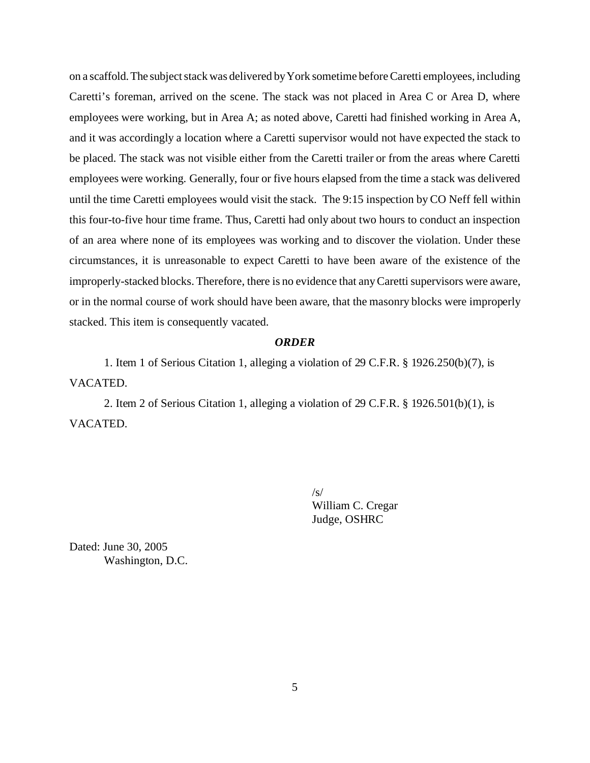on a scaffold. The subject stack was delivered by York sometime before Caretti employees, including Caretti's foreman, arrived on the scene. The stack was not placed in Area C or Area D, where employees were working, but in Area A; as noted above, Caretti had finished working in Area A, and it was accordingly a location where a Caretti supervisor would not have expected the stack to be placed. The stack was not visible either from the Caretti trailer or from the areas where Caretti employees were working. Generally, four or five hours elapsed from the time a stack was delivered until the time Caretti employees would visit the stack. The 9:15 inspection by CO Neff fell within this four-to-five hour time frame. Thus, Caretti had only about two hours to conduct an inspection of an area where none of its employees was working and to discover the violation. Under these circumstances, it is unreasonable to expect Caretti to have been aware of the existence of the improperly-stacked blocks. Therefore, there is no evidence that any Caretti supervisors were aware, or in the normal course of work should have been aware, that the masonry blocks were improperly stacked. This item is consequently vacated.

## ***ORDER***

1. Item 1 of Serious Citation 1, alleging a violation of 29 C.F.R. § 1926.250(b)(7), is VACATED.

2. Item 2 of Serious Citation 1, alleging a violation of 29 C.F.R. § 1926.501(b)(1), is VACATED.

/s/
William C. Cregar
Judge, OSHRC

Dated: June 30, 2005
Washington, D.C.